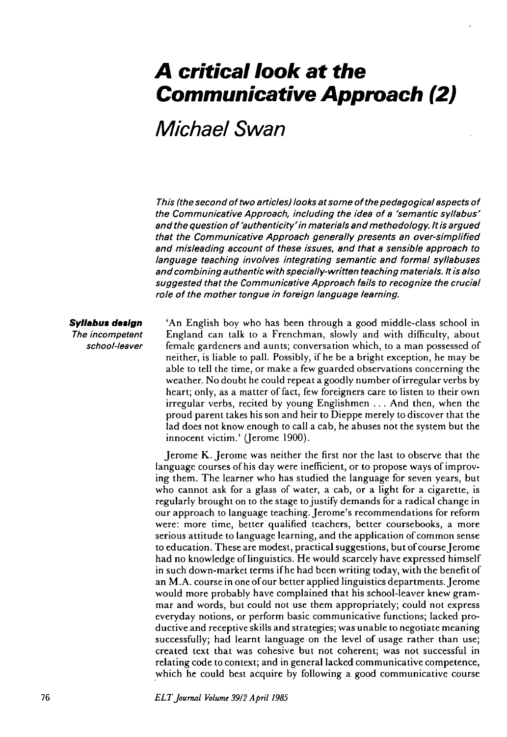# A critical look at the Communicative Approach (2)

## Michael Swan

*This (the second of two articles) looks at some of the pedagogical aspects of the Communicative Approach, including the idea of a 'semantic syllabus' and the question of 'authenticity' in materials and methodology. It is argued that the Communicative Approach generally presents an over-simplified and misleading account of these issues, and that a sensible approach to language teaching involves integrating semantic and formal syllabuses and combining authentic with specially-written teaching materials. It is also suggested that the Communicative Approach fails to recognize the crucial role of the mother tongue in foreign language learning.*

### Syllabus design

*The incompetent school-leaver*

'An English boy who has been through a good middle-class school in England can talk to a Frenchman, slowly and with difficulty, about female gardeners and aunts; conversation which, to a man possessed of neither, is liable to pall. Possibly, if he be a bright exception, he may be able to tell the time, or make a few guarded observations concerning the weather. No doubt he could repeat a goodly number of irregular verbs by heart; only, as a matter of fact, few foreigners care to listen to their own irregular verbs, recited by young Englishmen ... And then, when the proud parent takes his son and heir to Dieppe merely to discover that the lad does not know enough to call a cab, he abuses not the system but the innocent victim.' (Jerome 1900).

Jerome K. Jerome was neither the first nor the last to observe that the language courses of his day were inefficient, or to propose ways of improving them. The learner who has studied the language for seven years, but who cannot ask for a glass of water, a cab, or a light for a cigarette, is regularly brought on to the stage to justify demands for a radical change in our approach to language teaching. Jerome's recommendations for reform were: more time, better qualified teachers, better coursebooks, a more serious attitude to language learning, and the application of common sense to education. These are modest, practical suggestions, but of course Jerome had no knowledge of linguistics. He would scarcely have expressed himself in such down-market terms if he had been writing today, with the benefit of an M.A. course in one of our better applied linguistics departments. Jerome would more probably have complained that his school-leaver knew grammar and words, but could not use them appropriately; could not express everyday notions, or perform basic communicative functions; lacked productive and receptive skills and strategies; was unable to negotiate meaning successfully; had learnt language on the level of usage rather than use; created text that was cohesive but not coherent; was not successful in relating code to context; and in general lacked communicative competence, which he could best acquire by following a good communicative course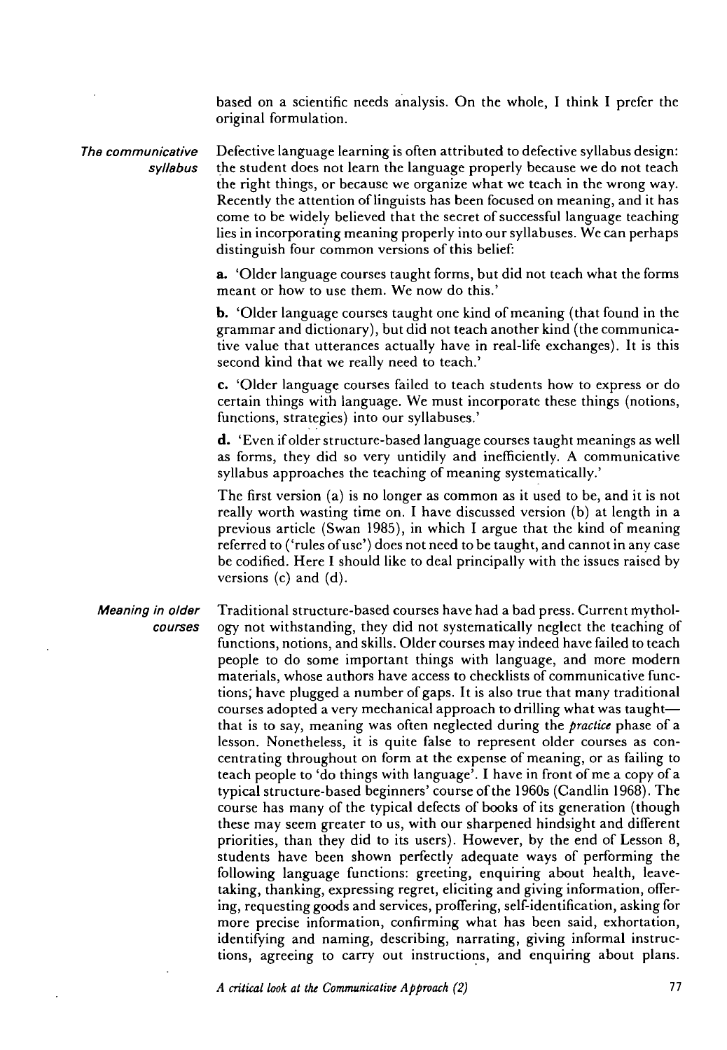based on a scientific needs analysis. On the whole, I think I prefer the original formulation.

## *The communicative syllabus*

Defective language learning is often attributed to defective syllabus design: the student does not learn the language properly because we do not teach the right things, or because we organize what we teach in the wrong way. Recently the attention of linguists has been focused on meaning, and it has come to be widely believed that the secret of successful language teaching lies in incorporating meaning properly into our syllabuses. We can perhaps distinguish four common versions of this belief:

**a.** 'Older language courses taught forms, but did not teach what the forms meant or how to use them. We now do this.'

**b.** 'Older language courses taught one kind of meaning (that found in the grammar and dictionary), but did not teach another kind (the communicative value that utterances actually have in real-life exchanges). It is this second kind that we really need to teach.'

**c.** 'Older language courses failed to teach students how to express or do certain things with language. We must incorporate these things (notions, functions, strategies) into our syllabuses.'

**d.** 'Even if older structure-based language courses taught meanings as well as forms, they did so very untidily and inefficiently. A communicative syllabus approaches the teaching of meaning systematically.'

The first version (a) is no longer as common as it used to be, and it is not really worth wasting time on. I have discussed version (b) at length in a previous article (Swan 1985), in which I argue that the kind of meaning referred to ('rules of use') does not need to be taught, and cannot in any case be codified. Here I should like to deal principally with the issues raised by versions (c) and (d).

## *Meaning in older courses*

Traditional structure-based courses have had a bad press. Current mythology not withstanding, they did not systematically neglect the teaching of functions, notions, and skills. Older courses may indeed have failed to teach people to do some important things with language, and more modern materials, whose authors have access to checklists of communicative functions, have plugged a number of gaps. It is also true that many traditional courses adopted a very mechanical approach to drilling what was taught—that is to say, meaning was often neglected during the *practice* phase of a lesson. Nonetheless, it is quite false to represent older courses as concentrating throughout on form at the expense of meaning, or as failing to teach people to 'do things with language'. I have in front of me a copy of a typical structure-based beginners' course of the 1960s (Candlin 1968). The course has many of the typical defects of books of its generation (though these may seem greater to us, with our sharpened hindsight and different priorities, than they did to its users). However, by the end of Lesson 8, students have been shown perfectly adequate ways of performing the following language functions: greeting, enquiring about health, leave-taking, thanking, expressing regret, eliciting and giving information, offering, requesting goods and services, proffering, self-identification, asking for more precise information, confirming what has been said, exhortation, identifying and naming, describing, narrating, giving informal instructions, agreeing to carry out instructions, and enquiring about plans.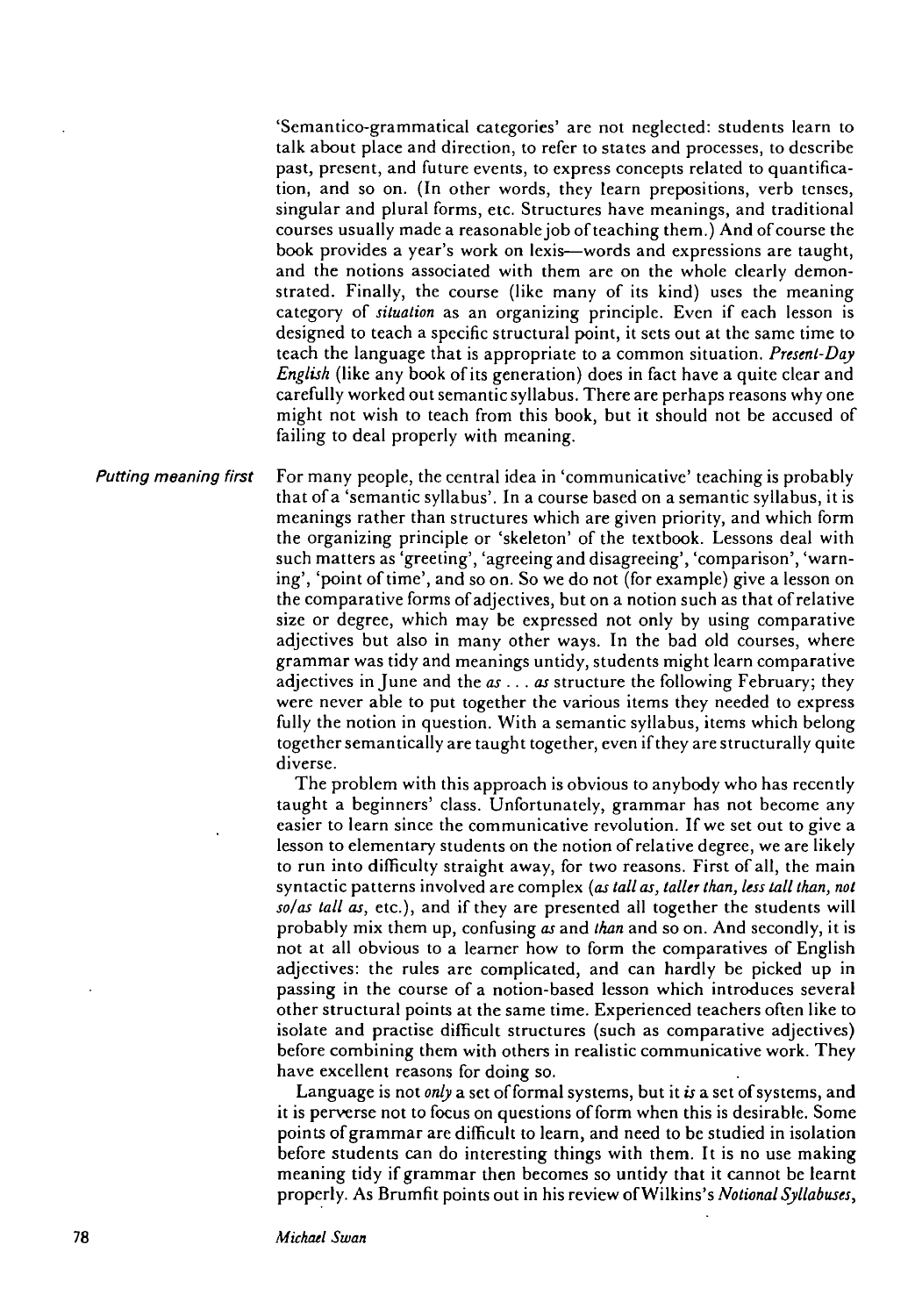'Semantico-grammatical categories' are not neglected: students learn to talk about place and direction, to refer to states and processes, to describe past, present, and future events, to express concepts related to quantification, and so on. (In other words, they learn prepositions, verb tenses, singular and plural forms, etc. Structures have meanings, and traditional courses usually made a reasonable job of teaching them.) And of course the book provides a year's work on lexis—words and expressions are taught, and the notions associated with them are on the whole clearly demonstrated. Finally, the course (like many of its kind) uses the meaning category of *situation* as an organizing principle. Even if each lesson is designed to teach a specific structural point, it sets out at the same time to teach the language that is appropriate to a common situation. *Present-Day English* (like any book of its generation) does in fact have a quite clear and carefully worked out semantic syllabus. There are perhaps reasons why one might not wish to teach from this book, but it should not be accused of failing to deal properly with meaning.

## *Putting meaning first*

For many people, the central idea in 'communicative' teaching is probably that of a 'semantic syllabus'. In a course based on a semantic syllabus, it is meanings rather than structures which are given priority, and which form the organizing principle or 'skeleton' of the textbook. Lessons deal with such matters as 'greeting', 'agreeing and disagreeing', 'comparison', 'warning', 'point of time', and so on. So we do not (for example) give a lesson on the comparative forms of adjectives, but on a notion such as that of relative size or degree, which may be expressed not only by using comparative adjectives but also in many other ways. In the bad old courses, where grammar was tidy and meanings untidy, students might learn comparative adjectives in June and the *as . . . as* structure the following February; they were never able to put together the various items they needed to express fully the notion in question. With a semantic syllabus, items which belong together semantically are taught together, even if they are structurally quite diverse.

The problem with this approach is obvious to anybody who has recently taught a beginners' class. Unfortunately, grammar has not become any easier to learn since the communicative revolution. If we set out to give a lesson to elementary students on the notion of relative degree, we are likely to run into difficulty straight away, for two reasons. First of all, the main syntactic patterns involved are complex (*as tall as, taller than, less tall than, not so/as tall as*, etc.), and if they are presented all together the students will probably mix them up, confusing *as* and *than* and so on. And secondly, it is not at all obvious to a learner how to form the comparatives of English adjectives: the rules are complicated, and can hardly be picked up in passing in the course of a notion-based lesson which introduces several other structural points at the same time. Experienced teachers often like to isolate and practise difficult structures (such as comparative adjectives) before combining them with others in realistic communicative work. They have excellent reasons for doing so.

Language is not *only* a set of formal systems, but it *is* a set of systems, and it is perverse not to focus on questions of form when this is desirable. Some points of grammar are difficult to learn, and need to be studied in isolation before students can do interesting things with them. It is no use making meaning tidy if grammar then becomes so untidy that it cannot be learnt properly. As Brumfit points out in his review of Wilkins's *Notional Syllabuses*,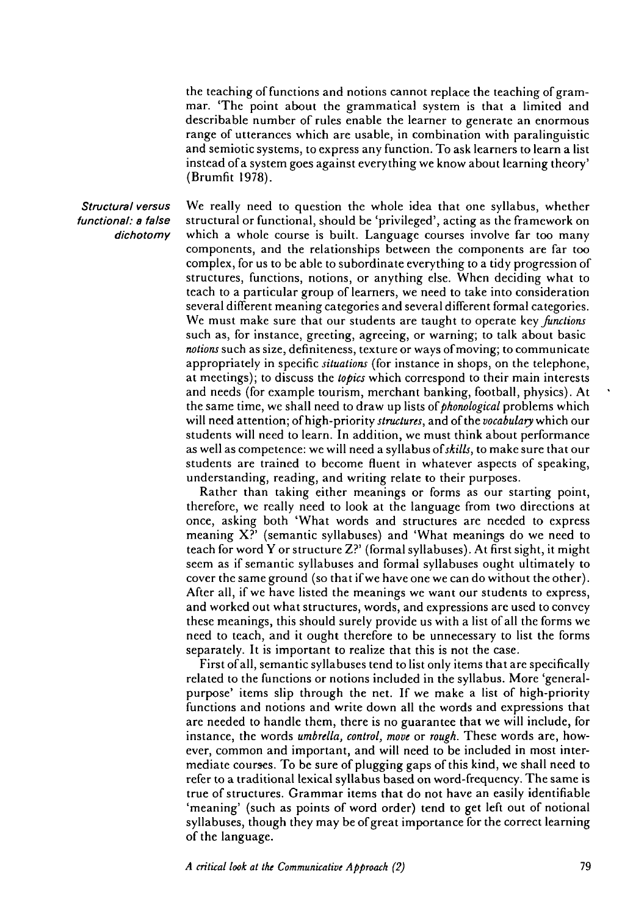the teaching of functions and notions cannot replace the teaching of grammar. 'The point about the grammatical system is that a limited and describable number of rules enable the learner to generate an enormous range of utterances which are usable, in combination with paralinguistic and semiotic systems, to express any function. To ask learners to learn a list instead of a system goes against everything we know about learning theory' (Brumfit 1978).

### *Structural versus functional: a false dichotomy*

We really need to question the whole idea that one syllabus, whether structural or functional, should be 'privileged', acting as the framework on which a whole course is built. Language courses involve far too many components, and the relationships between the components are far too complex, for us to be able to subordinate everything to a tidy progression of structures, functions, notions, or anything else. When deciding what to teach to a particular group of learners, we need to take into consideration several different meaning categories and several different formal categories. We must make sure that our students are taught to operate key *functions* such as, for instance, greeting, agreeing, or warning; to talk about basic *notions* such as size, definiteness, texture or ways of moving; to communicate appropriately in specific *situations* (for instance in shops, on the telephone, at meetings); to discuss the *topics* which correspond to their main interests and needs (for example tourism, merchant banking, football, physics). At the same time, we shall need to draw up lists of *phonological* problems which will need attention; of high-priority *structures*, and of the *vocabulary* which our students will need to learn. In addition, we must think about performance as well as competence: we will need a syllabus of *skills*, to make sure that our students are trained to become fluent in whatever aspects of speaking, understanding, reading, and writing relate to their purposes.

Rather than taking either meanings or forms as our starting point, therefore, we really need to look at the language from two directions at once, asking both 'What words and structures are needed to express meaning X?' (semantic syllabuses) and 'What meanings do we need to teach for word Y or structure Z?' (formal syllabuses). At first sight, it might seem as if semantic syllabuses and formal syllabuses ought ultimately to cover the same ground (so that if we have one we can do without the other). After all, if we have listed the meanings we want our students to express, and worked out what structures, words, and expressions are used to convey these meanings, this should surely provide us with a list of all the forms we need to teach, and it ought therefore to be unnecessary to list the forms separately. It is important to realize that this is not the case.

First of all, semantic syllabuses tend to list only items that are specifically related to the functions or notions included in the syllabus. More 'general-purpose' items slip through the net. If we make a list of high-priority functions and notions and write down all the words and expressions that are needed to handle them, there is no guarantee that we will include, for instance, the words *umbrella, control, move* or *rough*. These words are, however, common and important, and will need to be included in most intermediate courses. To be sure of plugging gaps of this kind, we shall need to refer to a traditional lexical syllabus based on word-frequency. The same is true of structures. Grammar items that do not have an easily identifiable 'meaning' (such as points of word order) tend to get left out of notional syllabuses, though they may be of great importance for the correct learning of the language.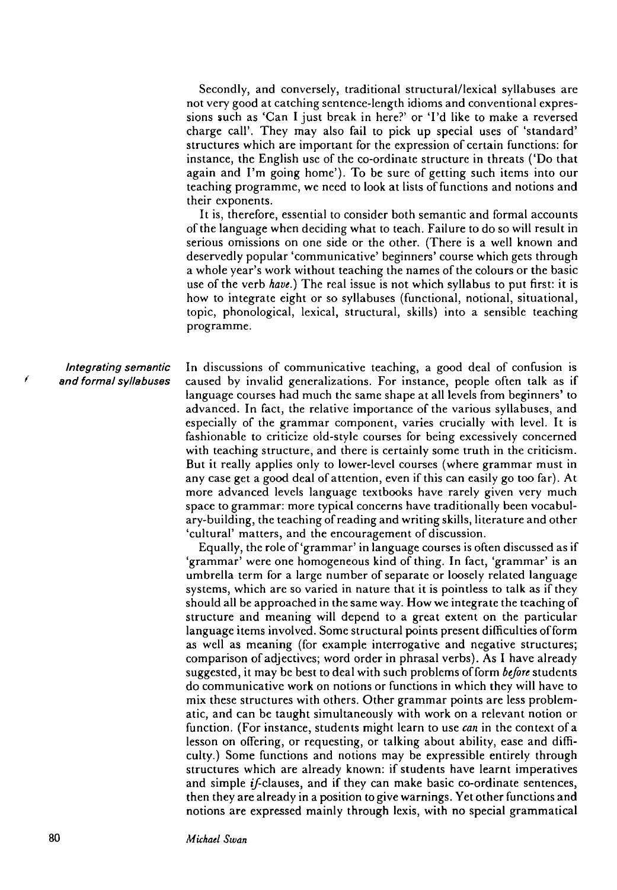Secondly, and conversely, traditional structural/lexical syllabuses are not very good at catching sentence-length idioms and conventional expressions such as 'Can I just break in here?' or 'I'd like to make a reversed charge call'. They may also fail to pick up special uses of 'standard' structures which are important for the expression of certain functions: for instance, the English use of the co-ordinate structure in threats ('Do that again and I'm going home'). To be sure of getting such items into our teaching programme, we need to look at lists of functions and notions and their exponents.

It is, therefore, essential to consider both semantic and formal accounts of the language when deciding what to teach. Failure to do so will result in serious omissions on one side or the other. (There is a well known and deservedly popular 'communicative' beginners' course which gets through a whole year's work without teaching the names of the colours or the basic use of the verb *have*.) The real issue is not which syllabus to put first: it is how to integrate eight or so syllabuses (functional, notional, situational, topic, phonological, lexical, structural, skills) into a sensible teaching programme.

## *Integrating semantic and formal syllabuses*

In discussions of communicative teaching, a good deal of confusion is caused by invalid generalizations. For instance, people often talk as if language courses had much the same shape at all levels from beginners' to advanced. In fact, the relative importance of the various syllabuses, and especially of the grammar component, varies crucially with level. It is fashionable to criticize old-style courses for being excessively concerned with teaching structure, and there is certainly some truth in the criticism. But it really applies only to lower-level courses (where grammar must in any case get a good deal of attention, even if this can easily go too far). At more advanced levels language textbooks have rarely given very much space to grammar: more typical concerns have traditionally been vocabulary-building, the teaching of reading and writing skills, literature and other 'cultural' matters, and the encouragement of discussion.

Equally, the role of 'grammar' in language courses is often discussed as if 'grammar' were one homogeneous kind of thing. In fact, 'grammar' is an umbrella term for a large number of separate or loosely related language systems, which are so varied in nature that it is pointless to talk as if they should all be approached in the same way. How we integrate the teaching of structure and meaning will depend to a great extent on the particular language items involved. Some structural points present difficulties of form as well as meaning (for example interrogative and negative structures; comparison of adjectives; word order in phrasal verbs). As I have already suggested, it may be best to deal with such problems of form *before* students do communicative work on notions or functions in which they will have to mix these structures with others. Other grammar points are less problematic, and can be taught simultaneously with work on a relevant notion or function. (For instance, students might learn to use *can* in the context of a lesson on offering, or requesting, or talking about ability, ease and difficulty.) Some functions and notions may be expressible entirely through structures which are already known: if students have learnt imperatives and simple *if*-clauses, and if they can make basic co-ordinate sentences, then they are already in a position to give warnings. Yet other functions and notions are expressed mainly through lexis, with no special grammatical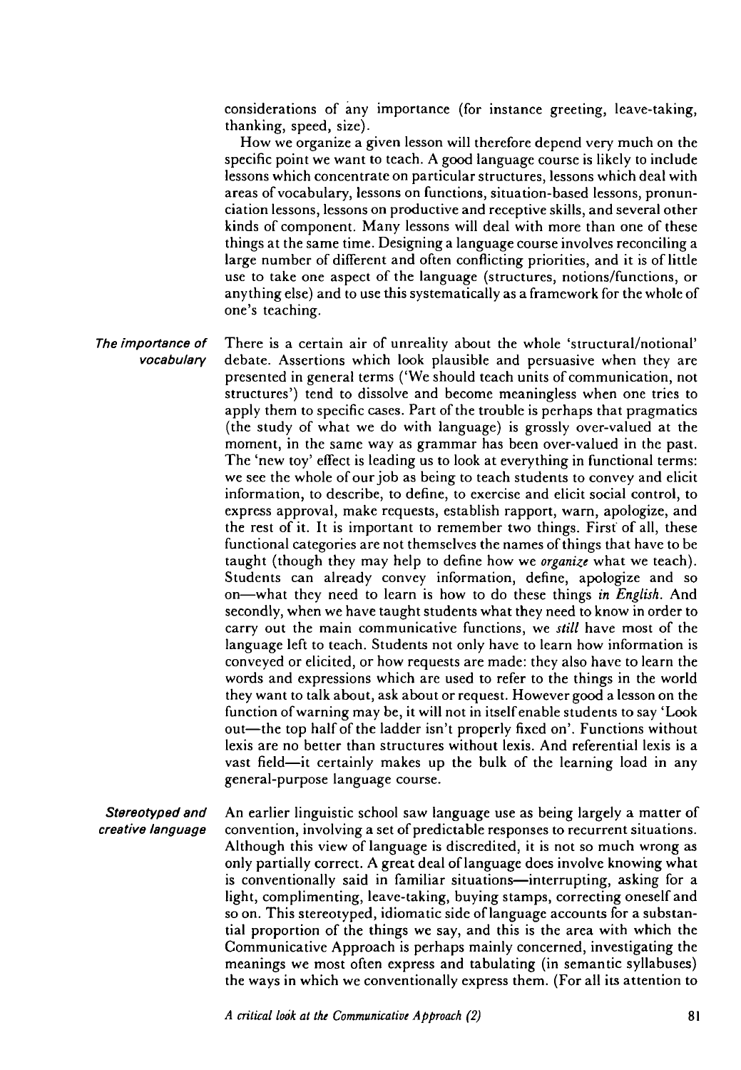considerations of any importance (for instance greeting, leave-taking, thanking, speed, size).

How we organize a given lesson will therefore depend very much on the specific point we want to teach. A good language course is likely to include lessons which concentrate on particular structures, lessons which deal with areas of vocabulary, lessons on functions, situation-based lessons, pronunciation lessons, lessons on productive and receptive skills, and several other kinds of component. Many lessons will deal with more than one of these things at the same time. Designing a language course involves reconciling a large number of different and often conflicting priorities, and it is of little use to take one aspect of the language (structures, notions/functions, or anything else) and to use this systematically as a framework for the whole of one's teaching.

### *The importance of vocabulary*

There is a certain air of unreality about the whole 'structural/notional' debate. Assertions which look plausible and persuasive when they are presented in general terms ('We should teach units of communication, not structures') tend to dissolve and become meaningless when one tries to apply them to specific cases. Part of the trouble is perhaps that pragmatics (the study of what we do with language) is grossly over-valued at the moment, in the same way as grammar has been over-valued in the past. The 'new toy' effect is leading us to look at everything in functional terms: we see the whole of our job as being to teach students to convey and elicit information, to describe, to define, to exercise and elicit social control, to express approval, make requests, establish rapport, warn, apologize, and the rest of it. It is important to remember two things. First of all, these functional categories are not themselves the names of things that have to be taught (though they may help to define how we *organize* what we teach). Students can already convey information, define, apologize and so on—what they need to learn is how to do these things *in English*. And secondly, when we have taught students what they need to know in order to carry out the main communicative functions, we *still* have most of the language left to teach. Students not only have to learn how information is conveyed or elicited, or how requests are made: they also have to learn the words and expressions which are used to refer to the things in the world they want to talk about, ask about or request. However good a lesson on the function of warning may be, it will not in itself enable students to say 'Look out—the top half of the ladder isn't properly fixed on'. Functions without lexis are no better than structures without lexis. And referential lexis is a vast field—it certainly makes up the bulk of the learning load in any general-purpose language course.

### *Stereotyped and creative language*

An earlier linguistic school saw language use as being largely a matter of convention, involving a set of predictable responses to recurrent situations. Although this view of language is discredited, it is not so much wrong as only partially correct. A great deal of language does involve knowing what is conventionally said in familiar situations—interrupting, asking for a light, complimenting, leave-taking, buying stamps, correcting oneself and so on. This stereotyped, idiomatic side of language accounts for a substantial proportion of the things we say, and this is the area with which the Communicative Approach is perhaps mainly concerned, investigating the meanings we most often express and tabulating (in semantic syllabuses) the ways in which we conventionally express them. (For all its attention to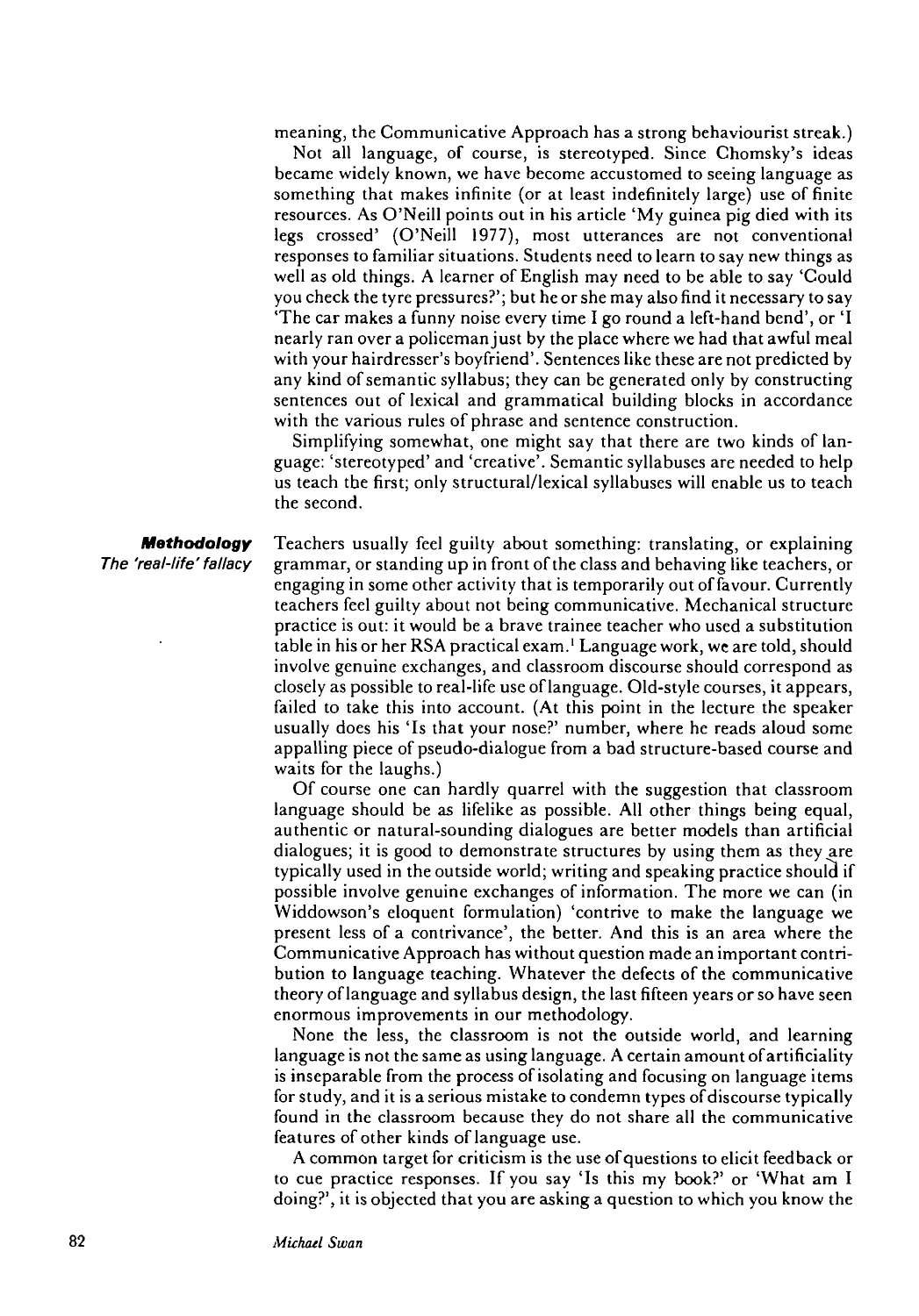meaning, the Communicative Approach has a strong behaviourist streak.)

Not all language, of course, is stereotyped. Since Chomsky's ideas became widely known, we have become accustomed to seeing language as something that makes infinite (or at least indefinitely large) use of finite resources. As O'Neill points out in his article 'My guinea pig died with its legs crossed' (O'Neill 1977), most utterances are not conventional responses to familiar situations. Students need to learn to say new things as well as old things. A learner of English may need to be able to say 'Could you check the tyre pressures?'; but he or she may also find it necessary to say 'The car makes a funny noise every time I go round a left-hand bend', or 'I nearly ran over a policeman just by the place where we had that awful meal with your hairdresser's boyfriend'. Sentences like these are not predicted by any kind of semantic syllabus; they can be generated only by constructing sentences out of lexical and grammatical building blocks in accordance with the various rules of phrase and sentence construction.

Simplifying somewhat, one might say that there are two kinds of language: 'stereotyped' and 'creative'. Semantic syllabuses are needed to help us teach the first; only structural/lexical syllabuses will enable us to teach the second.

## Methodology

### *The 'real-life' fallacy*

Teachers usually feel guilty about something: translating, or explaining grammar, or standing up in front of the class and behaving like teachers, or engaging in some other activity that is temporarily out of favour. Currently teachers feel guilty about not being communicative. Mechanical structure practice is out: it would be a brave trainee teacher who used a substitution table in his or her RSA practical exam.[1] Language work, we are told, should involve genuine exchanges, and classroom discourse should correspond as closely as possible to real-life use of language. Old-style courses, it appears, failed to take this into account. (At this point in the lecture the speaker usually does his 'Is that your nose?' number, where he reads aloud some appalling piece of pseudo-dialogue from a bad structure-based course and waits for the laughs.)

Of course one can hardly quarrel with the suggestion that classroom language should be as lifelike as possible. All other things being equal, authentic or natural-sounding dialogues are better models than artificial dialogues; it is good to demonstrate structures by using them as they are typically used in the outside world; writing and speaking practice should if possible involve genuine exchanges of information. The more we can (in Widdowson's eloquent formulation) 'contrive to make the language we present less of a contrivance', the better. And this is an area where the Communicative Approach has without question made an important contribution to language teaching. Whatever the defects of the communicative theory of language and syllabus design, the last fifteen years or so have seen enormous improvements in our methodology.

None the less, the classroom is not the outside world, and learning language is not the same as using language. A certain amount of artificiality is inseparable from the process of isolating and focusing on language items for study, and it is a serious mistake to condemn types of discourse typically found in the classroom because they do not share all the communicative features of other kinds of language use.

A common target for criticism is the use of questions to elicit feedback or to cue practice responses. If you say 'Is this my book?' or 'What am I doing?', it is objected that you are asking a question to which you know the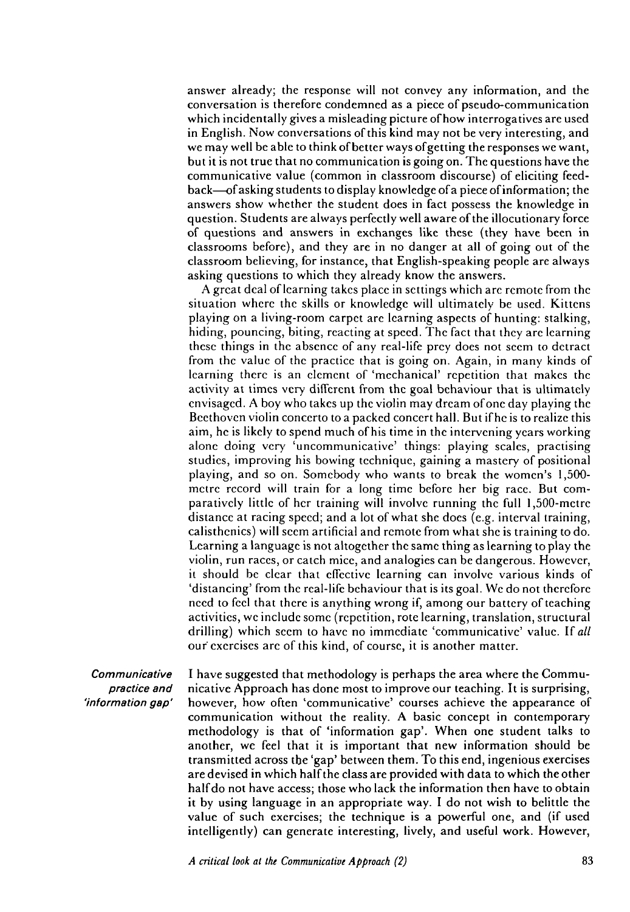answer already; the response will not convey any information, and the conversation is therefore condemned as a piece of pseudo-communication which incidentally gives a misleading picture of how interrogatives are used in English. Now conversations of this kind may not be very interesting, and we may well be able to think of better ways of getting the responses we want, but it is not true that no communication is going on. The questions have the communicative value (common in classroom discourse) of eliciting feedback—of asking students to display knowledge of a piece of information; the answers show whether the student does in fact possess the knowledge in question. Students are always perfectly well aware of the illocutionary force of questions and answers in exchanges like these (they have been in classrooms before), and they are in no danger at all of going out of the classroom believing, for instance, that English-speaking people are always asking questions to which they already know the answers.

A great deal of learning takes place in settings which are remote from the situation where the skills or knowledge will ultimately be used. Kittens playing on a living-room carpet are learning aspects of hunting: stalking, hiding, pouncing, biting, reacting at speed. The fact that they are learning these things in the absence of any real-life prey does not seem to detract from the value of the practice that is going on. Again, in many kinds of learning there is an element of 'mechanical' repetition that makes the activity at times very different from the goal behaviour that is ultimately envisaged. A boy who takes up the violin may dream of one day playing the Beethoven violin concerto to a packed concert hall. But if he is to realize this aim, he is likely to spend much of his time in the intervening years working alone doing very 'uncommunicative' things: playing scales, practising studies, improving his bowing technique, gaining a mastery of positional playing, and so on. Somebody who wants to break the women's 1,500-metre record will train for a long time before her big race. But comparatively little of her training will involve running the full 1,500-metre distance at racing speed; and a lot of what she does (e.g. interval training, calisthenics) will seem artificial and remote from what she is training to do. Learning a language is not altogether the same thing as learning to play the violin, run races, or catch mice, and analogies can be dangerous. However, it should be clear that effective learning can involve various kinds of 'distancing' from the real-life behaviour that is its goal. We do not therefore need to feel that there is anything wrong if, among our battery of teaching activities, we include some (repetition, rote learning, translation, structural drilling) which seem to have no immediate 'communicative' value. If *all* our exercises are of this kind, of course, it is another matter.

### *Communicative practice and 'information gap'*

I have suggested that methodology is perhaps the area where the Communicative Approach has done most to improve our teaching. It is surprising, however, how often 'communicative' courses achieve the appearance of communication without the reality. A basic concept in contemporary methodology is that of 'information gap'. When one student talks to another, we feel that it is important that new information should be transmitted across the 'gap' between them. To this end, ingenious exercises are devised in which half the class are provided with data to which the other half do not have access; those who lack the information then have to obtain it by using language in an appropriate way. I do not wish to belittle the value of such exercises; the technique is a powerful one, and (if used intelligently) can generate interesting, lively, and useful work. However,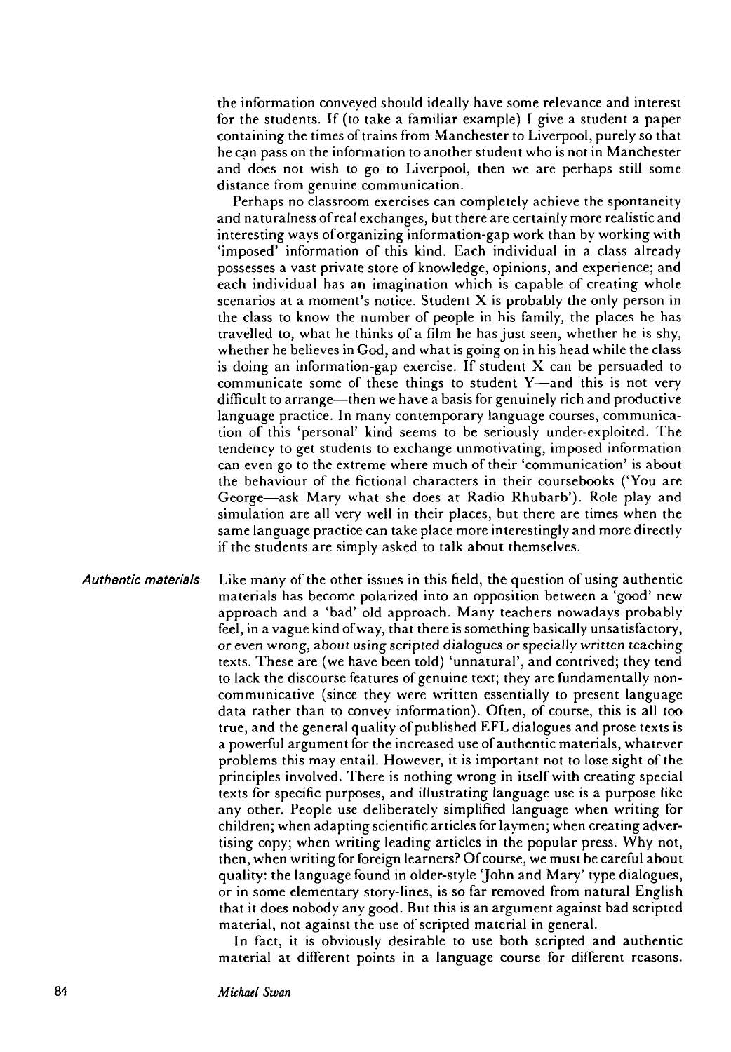the information conveyed should ideally have some relevance and interest for the students. If (to take a familiar example) I give a student a paper containing the times of trains from Manchester to Liverpool, purely so that he can pass on the information to another student who is not in Manchester and does not wish to go to Liverpool, then we are perhaps still some distance from genuine communication.

Perhaps no classroom exercises can completely achieve the spontaneity and naturalness of real exchanges, but there are certainly more realistic and interesting ways of organizing information-gap work than by working with 'imposed' information of this kind. Each individual in a class already possesses a vast private store of knowledge, opinions, and experience; and each individual has an imagination which is capable of creating whole scenarios at a moment's notice. Student X is probably the only person in the class to know the number of people in his family, the places he has travelled to, what he thinks of a film he has just seen, whether he is shy, whether he believes in God, and what is going on in his head while the class is doing an information-gap exercise. If student X can be persuaded to communicate some of these things to student Y—and this is not very difficult to arrange—then we have a basis for genuinely rich and productive language practice. In many contemporary language courses, communication of this 'personal' kind seems to be seriously under-exploited. The tendency to get students to exchange unmotivating, imposed information can even go to the extreme where much of their 'communication' is about the behaviour of the fictional characters in their coursebooks ('You are George—ask Mary what she does at Radio Rhubarb'). Role play and simulation are all very well in their places, but there are times when the same language practice can take place more interestingly and more directly if the students are simply asked to talk about themselves.

## *Authentic materials*

Like many of the other issues in this field, the question of using authentic materials has become polarized into an opposition between a 'good' new approach and a 'bad' old approach. Many teachers nowadays probably feel, in a vague kind of way, that there is something basically unsatisfactory, or even wrong, about using scripted dialogues or specially written teaching texts. These are (we have been told) 'unnatural', and contrived; they tend to lack the discourse features of genuine text; they are fundamentally non-communicative (since they were written essentially to present language data rather than to convey information). Often, of course, this is all too true, and the general quality of published EFL dialogues and prose texts is a powerful argument for the increased use of authentic materials, whatever problems this may entail. However, it is important not to lose sight of the principles involved. There is nothing wrong in itself with creating special texts for specific purposes, and illustrating language use is a purpose like any other. People use deliberately simplified language when writing for children; when adapting scientific articles for laymen; when creating advertising copy; when writing leading articles in the popular press. Why not, then, when writing for foreign learners? Of course, we must be careful about quality: the language found in older-style 'John and Mary' type dialogues, or in some elementary story-lines, is so far removed from natural English that it does nobody any good. But this is an argument against bad scripted material, not against the use of scripted material in general.

In fact, it is obviously desirable to use both scripted and authentic material at different points in a language course for different reasons.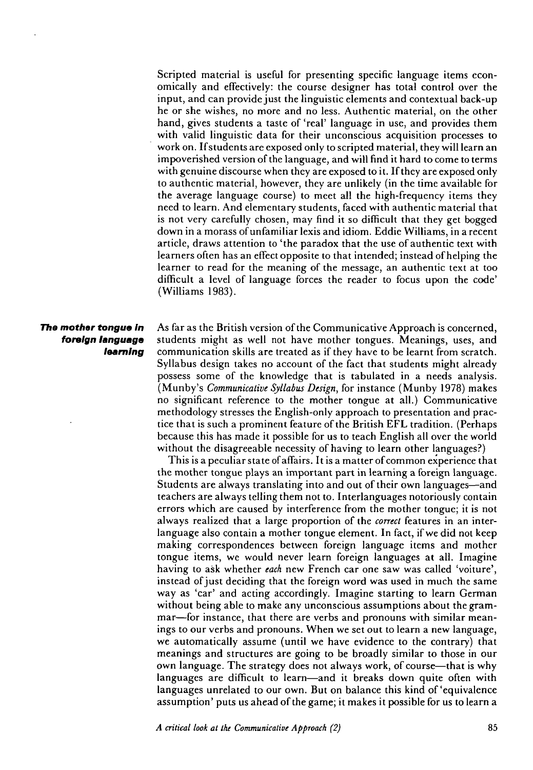Scripted material is useful for presenting specific language items economically and effectively: the course designer has total control over the input, and can provide just the linguistic elements and contextual back-up he or she wishes, no more and no less. Authentic material, on the other hand, gives students a taste of 'real' language in use, and provides them with valid linguistic data for their unconscious acquisition processes to work on. If students are exposed only to scripted material, they will learn an impoverished version of the language, and will find it hard to come to terms with genuine discourse when they are exposed to it. If they are exposed only to authentic material, however, they are unlikely (in the time available for the average language course) to meet all the high-frequency items they need to learn. And elementary students, faced with authentic material that is not very carefully chosen, may find it so difficult that they get bogged down in a morass of unfamiliar lexis and idiom. Eddie Williams, in a recent article, draws attention to 'the paradox that the use of authentic text with learners often has an effect opposite to that intended; instead of helping the learner to read for the meaning of the message, an authentic text at too difficult a level of language forces the reader to focus upon the code' (Williams 1983).

## The mother tongue in foreign language learning

As far as the British version of the Communicative Approach is concerned, students might as well not have mother tongues. Meanings, uses, and communication skills are treated as if they have to be learnt from scratch. Syllabus design takes no account of the fact that students might already possess some of the knowledge that is tabulated in a needs analysis. (Munby's *Communicative Syllabus Design*, for instance (Munby 1978) makes no significant reference to the mother tongue at all.) Communicative methodology stresses the English-only approach to presentation and practice that is such a prominent feature of the British EFL tradition. (Perhaps because this has made it possible for us to teach English all over the world without the disagreeable necessity of having to learn other languages?)

This is a peculiar state of affairs. It is a matter of common experience that the mother tongue plays an important part in learning a foreign language. Students are always translating into and out of their own languages—and teachers are always telling them not to. Interlanguages notoriously contain errors which are caused by interference from the mother tongue; it is not always realized that a large proportion of the *correct* features in an interlanguage also contain a mother tongue element. In fact, if we did not keep making correspondences between foreign language items and mother tongue items, we would never learn foreign languages at all. Imagine having to ask whether *each* new French car one saw was called 'voiture', instead of just deciding that the foreign word was used in much the same way as 'car' and acting accordingly. Imagine starting to learn German without being able to make any unconscious assumptions about the grammar—for instance, that there are verbs and pronouns with similar meanings to our verbs and pronouns. When we set out to learn a new language, we automatically assume (until we have evidence to the contrary) that meanings and structures are going to be broadly similar to those in our own language. The strategy does not always work, of course—that is why languages are difficult to learn—and it breaks down quite often with languages unrelated to our own. But on balance this kind of 'equivalence assumption' puts us ahead of the game; it makes it possible for us to learn a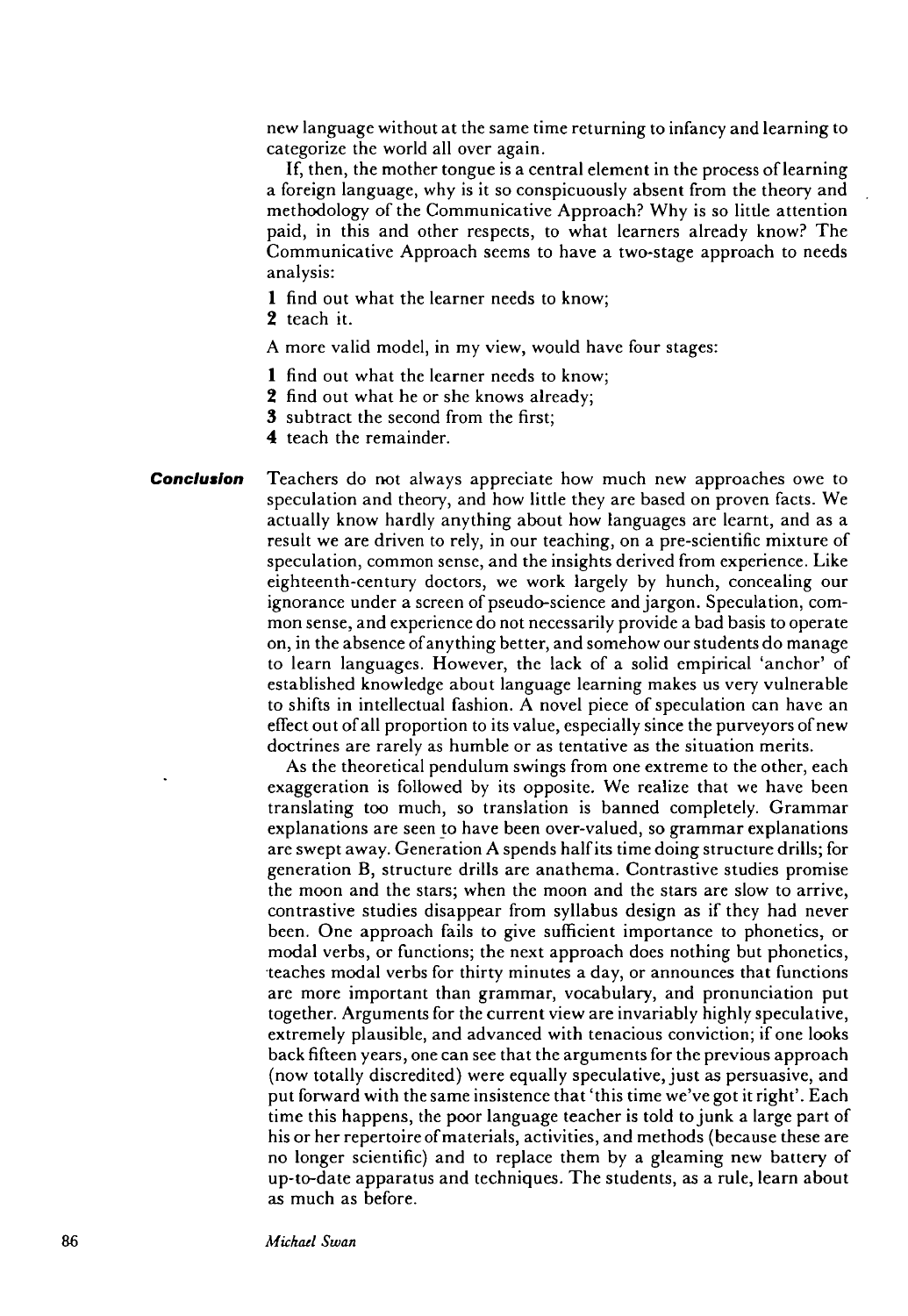new language without at the same time returning to infancy and learning to categorize the world all over again.

If, then, the mother tongue is a central element in the process of learning a foreign language, why is it so conspicuously absent from the theory and methodology of the Communicative Approach? Why is so little attention paid, in this and other respects, to what learners already know? The Communicative Approach seems to have a two-stage approach to needs analysis:

**1** find out what the learner needs to know;
**2** teach it.

A more valid model, in my view, would have four stages:

**1** find out what the learner needs to know;
**2** find out what he or she knows already;
**3** subtract the second from the first;
**4** teach the remainder.

## *Conclusion*

Teachers do not always appreciate how much new approaches owe to speculation and theory, and how little they are based on proven facts. We actually know hardly anything about how languages are learnt, and as a result we are driven to rely, in our teaching, on a pre-scientific mixture of speculation, common sense, and the insights derived from experience. Like eighteenth-century doctors, we work largely by hunch, concealing our ignorance under a screen of pseudo-science and jargon. Speculation, common sense, and experience do not necessarily provide a bad basis to operate on, in the absence of anything better, and somehow our students do manage to learn languages. However, the lack of a solid empirical 'anchor' of established knowledge about language learning makes us very vulnerable to shifts in intellectual fashion. A novel piece of speculation can have an effect out of all proportion to its value, especially since the purveyors of new doctrines are rarely as humble or as tentative as the situation merits.

As the theoretical pendulum swings from one extreme to the other, each exaggeration is followed by its opposite. We realize that we have been translating too much, so translation is banned completely. Grammar explanations are seen to have been over-valued, so grammar explanations are swept away. Generation A spends half its time doing structure drills; for generation B, structure drills are anathema. Contrastive studies promise the moon and the stars; when the moon and the stars are slow to arrive, contrastive studies disappear from syllabus design as if they had never been. One approach fails to give sufficient importance to phonetics, or modal verbs, or functions; the next approach does nothing but phonetics, teaches modal verbs for thirty minutes a day, or announces that functions are more important than grammar, vocabulary, and pronunciation put together. Arguments for the current view are invariably highly speculative, extremely plausible, and advanced with tenacious conviction; if one looks back fifteen years, one can see that the arguments for the previous approach (now totally discredited) were equally speculative, just as persuasive, and put forward with the same insistence that 'this time we've got it right'. Each time this happens, the poor language teacher is told to junk a large part of his or her repertoire of materials, activities, and methods (because these are no longer scientific) and to replace them by a gleaming new battery of up-to-date apparatus and techniques. The students, as a rule, learn about as much as before.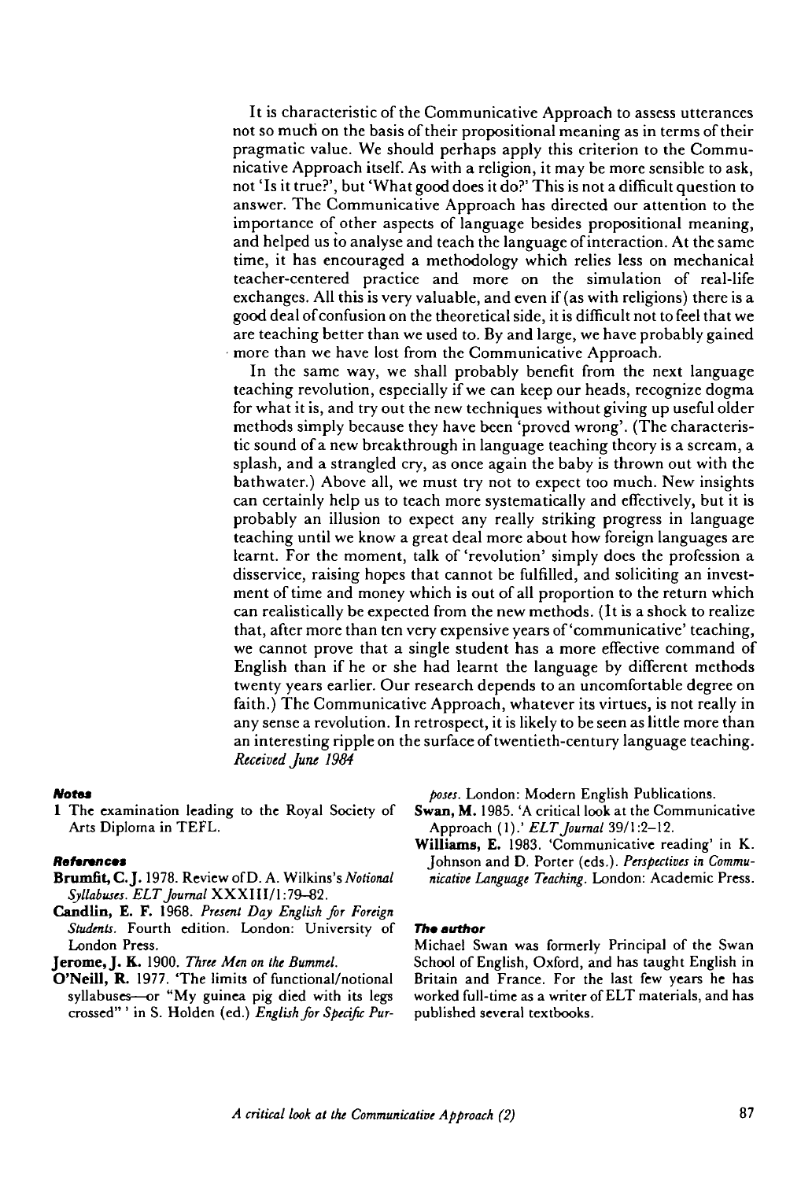It is characteristic of the Communicative Approach to assess utterances not so much on the basis of their propositional meaning as in terms of their pragmatic value. We should perhaps apply this criterion to the Communicative Approach itself. As with a religion, it may be more sensible to ask, not 'Is it true?', but 'What good does it do?' This is not a difficult question to answer. The Communicative Approach has directed our attention to the importance of other aspects of language besides propositional meaning, and helped us to analyse and teach the language of interaction. At the same time, it has encouraged a methodology which relies less on mechanical teacher-centered practice and more on the simulation of real-life exchanges. All this is very valuable, and even if (as with religions) there is a good deal of confusion on the theoretical side, it is difficult not to feel that we are teaching better than we used to. By and large, we have probably gained more than we have lost from the Communicative Approach.

In the same way, we shall probably benefit from the next language teaching revolution, especially if we can keep our heads, recognize dogma for what it is, and try out the new techniques without giving up useful older methods simply because they have been 'proved wrong'. (The characteristic sound of a new breakthrough in language teaching theory is a scream, a splash, and a strangled cry, as once again the baby is thrown out with the bathwater.) Above all, we must try not to expect too much. New insights can certainly help us to teach more systematically and effectively, but it is probably an illusion to expect any really striking progress in language teaching until we know a great deal more about how foreign languages are learnt. For the moment, talk of 'revolution' simply does the profession a disservice, raising hopes that cannot be fulfilled, and soliciting an investment of time and money which is out of all proportion to the return which can realistically be expected from the new methods. (It is a shock to realize that, after more than ten very expensive years of 'communicative' teaching, we cannot prove that a single student has a more effective command of English than if he or she had learnt the language by different methods twenty years earlier. Our research depends to an uncomfortable degree on faith.) The Communicative Approach, whatever its virtues, is not really in any sense a revolution. In retrospect, it is likely to be seen as little more than an interesting ripple on the surface of twentieth-century language teaching.

*Received June 1984*

### Notes

1 The examination leading to the Royal Society of Arts Diploma in TEFL.

### References

**Brumfit, C. J.** 1978. Review of D. A. Wilkins's *Notional Syllabuses*. *ELT Journal* XXXIII/1:79–82.

**Candlin, E. F.** 1968. *Present Day English for Foreign Students*. Fourth edition. London: University of London Press.

**Jerome, J. K.** 1900. *Three Men on the Bummel*.

**O'Neill, R.** 1977. 'The limits of functional/notional syllabuses—or "My guinea pig died with its legs crossed"' in S. Holden (ed.) *English for Specific Purposes*. London: Modern English Publications.

**Swan, M.** 1985. 'A critical look at the Communicative Approach (1).' *ELT Journal* 39/1:2–12.

**Williams, E.** 1983. 'Communicative reading' in K. Johnson and D. Porter (eds.). *Perspectives in Communicative Language Teaching*. London: Academic Press.

### The author

Michael Swan was formerly Principal of the Swan School of English, Oxford, and has taught English in Britain and France. For the last few years he has worked full-time as a writer of ELT materials, and has published several textbooks.